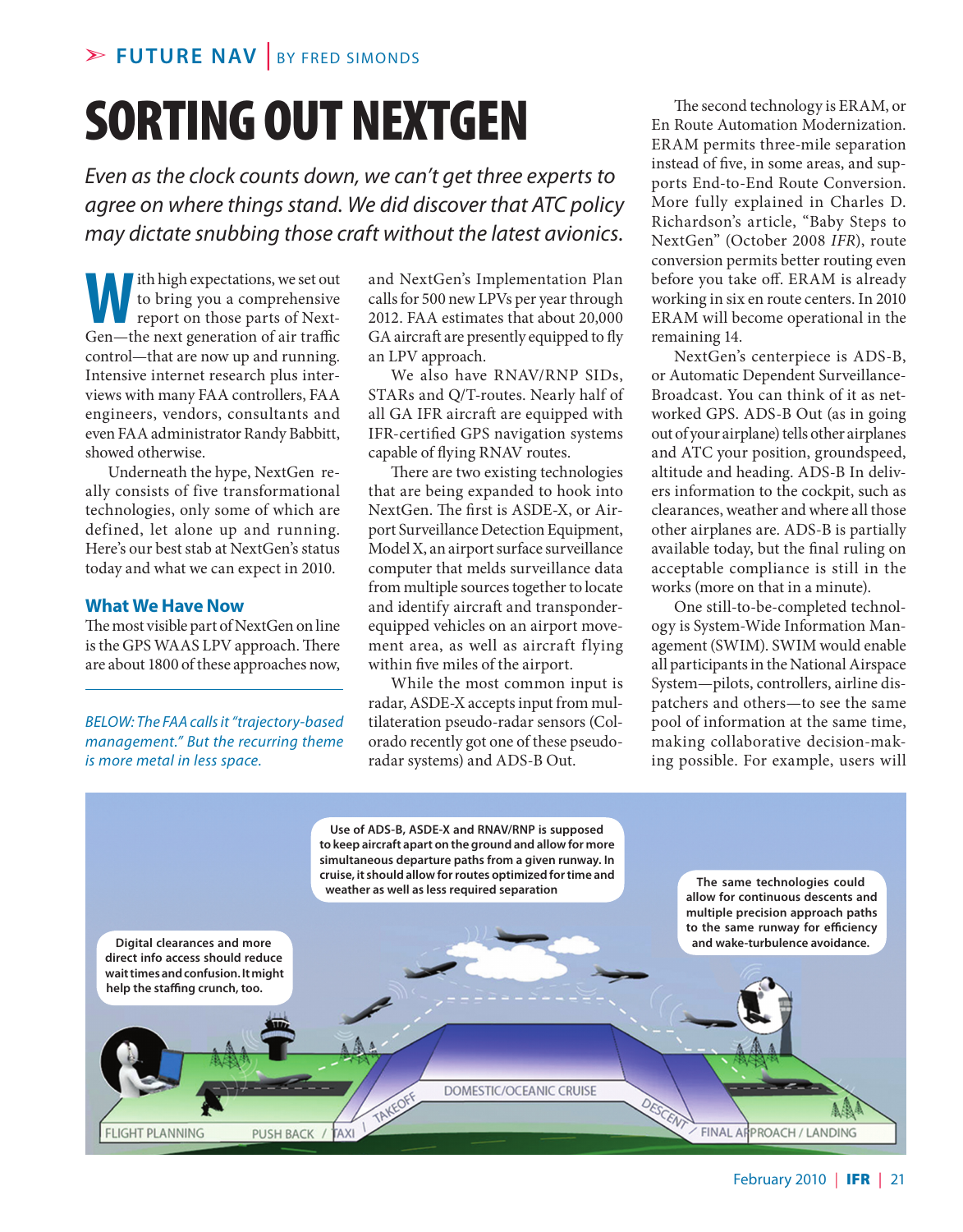FUTURE NAV | BY FRED SIMONDS

# SORTING OUT NEXTGEN

*Even as the clock counts down, we can't get three experts to agree on where things stand. We did discover that ATC policy may dictate snubbing those craft without the latest avionics.*

With high expectations, we set out to bring you a comprehensive report on those parts of NextGen—the next generation of air traffic control—that are now up and running. Intensive internet research plus interviews with many FAA controllers, FAA engineers, vendors, consultants and even FAA administrator Randy Babbitt, showed otherwise.

Underneath the hype, NextGen really consists of five transformational technologies, only some of which are defined, let alone up and running. Here's our best stab at NextGen's status today and what we can expect in 2010.

## What We Have Now

The most visible part of NextGen on line is the GPS WAAS LPV approach. There are about 1800 of these approaches now, and NextGen's Implementation Plan calls for 500 new LPVs per year through 2012. FAA estimates that about 20,000 GA aircraft are presently equipped to fly an LPV approach.

We also have RNAV/RNP SIDs, STARs and Q/T-routes. Nearly half of all GA IFR aircraft are equipped with IFR-certified GPS navigation systems capable of flying RNAV routes.

There are two existing technologies that are being expanded to hook into NextGen. The first is ASDE-X, or Airport Surveillance Detection Equipment, Model X, an airport surface surveillance computer that melds surveillance data from multiple sources together to locate and identify aircraft and transponder-equipped vehicles on an airport movement area, as well as aircraft flying within five miles of the airport.

While the most common input is radar, ASDE-X accepts input from multilateration pseudo-radar sensors (Colorado recently got one of these pseudo-radar systems) and ADS-B Out.

The second technology is ERAM, or En Route Automation Modernization. ERAM permits three-mile separation instead of five, in some areas, and supports End-to-End Route Conversion. More fully explained in Charles D. Richardson's article, "Baby Steps to NextGen" (October 2008 *IFR*), route conversion permits better routing even before you take off. ERAM is already working in six en route centers. In 2010 ERAM will become operational in the remaining 14.

NextGen's centerpiece is ADS-B, or Automatic Dependent Surveillance-Broadcast. You can think of it as networked GPS. ADS-B Out (as in going out of your airplane) tells other airplanes and ATC your position, groundspeed, altitude and heading. ADS-B In delivers information to the cockpit, such as clearances, weather and where all those other airplanes are. ADS-B is partially available today, but the final ruling on acceptable compliance is still in the works (more on that in a minute).

One still-to-be-completed technology is System-Wide Information Management (SWIM). SWIM would enable all participants in the National Airspace System—pilots, controllers, airline dispatchers and others—to see the same pool of information at the same time, making collaborative decision-making possible. For example, users will

*BELOW: The FAA calls it "trajectory-based management." But the recurring theme is more metal in less space.*

Use of ADS-B, ASDE-X and RNAV/RNP is supposed to keep aircraft apart on the ground and allow for more simultaneous departure paths from a given runway. In cruise, it should allow for routes optimized for time and weather as well as less required separation

The same technologies could allow for continuous descents and multiple precision approach paths to the same runway for efficiency and wake-turbulence avoidance.

Digital clearances and more direct info access should reduce wait times and confusion. It might help the staffing crunch, too.

FLIGHT PLANNING — PUSH BACK / TAXI — TAKEOFF — DOMESTIC/OCEANIC CRUISE — DESCENT — FINAL APPROACH / LANDING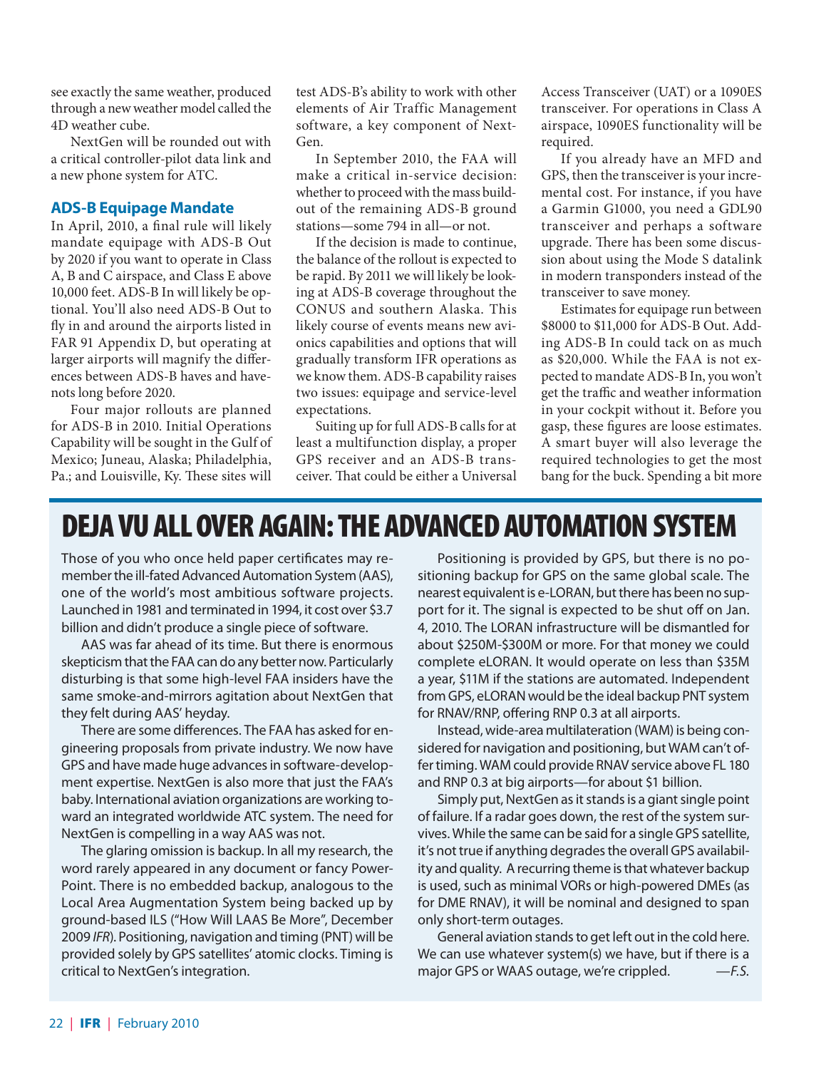see exactly the same weather, produced through a new weather model called the 4D weather cube.

NextGen will be rounded out with a critical controller-pilot data link and a new phone system for ATC.

### ADS-B Equipage Mandate

In April, 2010, a final rule will likely mandate equipage with ADS-B Out by 2020 if you want to operate in Class A, B and C airspace, and Class E above 10,000 feet. ADS-B In will likely be optional. You'll also need ADS-B Out to fly in and around the airports listed in FAR 91 Appendix D, but operating at larger airports will magnify the differences between ADS-B haves and have-nots long before 2020.

Four major rollouts are planned for ADS-B in 2010. Initial Operations Capability will be sought in the Gulf of Mexico; Juneau, Alaska; Philadelphia, Pa.; and Louisville, Ky. These sites will test ADS-B's ability to work with other elements of Air Traffic Management software, a key component of NextGen.

In September 2010, the FAA will make a critical in-service decision: whether to proceed with the mass build-out of the remaining ADS-B ground stations—some 794 in all—or not.

If the decision is made to continue, the balance of the rollout is expected to be rapid. By 2011 we will likely be looking at ADS-B coverage throughout the CONUS and southern Alaska. This likely course of events means new avionics capabilities and options that will gradually transform IFR operations as we know them. ADS-B capability raises two issues: equipage and service-level expectations.

Suiting up for full ADS-B calls for at least a multifunction display, a proper GPS receiver and an ADS-B transceiver. That could be either a Universal Access Transceiver (UAT) or a 1090ES transceiver. For operations in Class A airspace, 1090ES functionality will be required.

If you already have an MFD and GPS, then the transceiver is your incremental cost. For instance, if you have a Garmin G1000, you need a GDL90 transceiver and perhaps a software upgrade. There has been some discussion about using the Mode S datalink in modern transponders instead of the transceiver to save money.

Estimates for equipage run between $8000 to $11,000 for ADS-B Out. Adding ADS-B In could tack on as much as $20,000. While the FAA is not expected to mandate ADS-B In, you won't get the traffic and weather information in your cockpit without it. Before you gasp, these figures are loose estimates. A smart buyer will also leverage the required technologies to get the most bang for the buck. Spending a bit more

## DEJA VU ALL OVER AGAIN: THE ADVANCED AUTOMATION SYSTEM

Those of you who once held paper certificates may remember the ill-fated Advanced Automation System (AAS), one of the world's most ambitious software projects. Launched in 1981 and terminated in 1994, it cost over $3.7 billion and didn't produce a single piece of software.

AAS was far ahead of its time. But there is enormous skepticism that the FAA can do any better now. Particularly disturbing is that some high-level FAA insiders have the same smoke-and-mirrors agitation about NextGen that they felt during AAS' heyday.

There are some differences. The FAA has asked for engineering proposals from private industry. We now have GPS and have made huge advances in software-development expertise. NextGen is also more that just the FAA's baby. International aviation organizations are working toward an integrated worldwide ATC system. The need for NextGen is compelling in a way AAS was not.

The glaring omission is backup. In all my research, the word rarely appeared in any document or fancy PowerPoint. There is no embedded backup, analogous to the Local Area Augmentation System being backed up by ground-based ILS ("How Will LAAS Be More", December 2009 *IFR*). Positioning, navigation and timing (PNT) will be provided solely by GPS satellites' atomic clocks. Timing is critical to NextGen's integration.

Positioning is provided by GPS, but there is no positioning backup for GPS on the same global scale. The nearest equivalent is e-LORAN, but there has been no support for it. The signal is expected to be shut off on Jan. 4, 2010. The LORAN infrastructure will be dismantled for about $250M-$300M or more. For that money we could complete eLORAN. It would operate on less than $35M a year, $11M if the stations are automated. Independent from GPS, eLORAN would be the ideal backup PNT system for RNAV/RNP, offering RNP 0.3 at all airports.

Instead, wide-area multilateration (WAM) is being considered for navigation and positioning, but WAM can't offer timing. WAM could provide RNAV service above FL 180 and RNP 0.3 at big airports—for about $1 billion.

Simply put, NextGen as it stands is a giant single point of failure. If a radar goes down, the rest of the system survives. While the same can be said for a single GPS satellite, it's not true if anything degrades the overall GPS availability and quality. A recurring theme is that whatever backup is used, such as minimal VORs or high-powered DMEs (as for DME RNAV), it will be nominal and designed to span only short-term outages.

General aviation stands to get left out in the cold here. We can use whatever system(s) we have, but if there is a major GPS or WAAS outage, we're crippled. —*F.S.*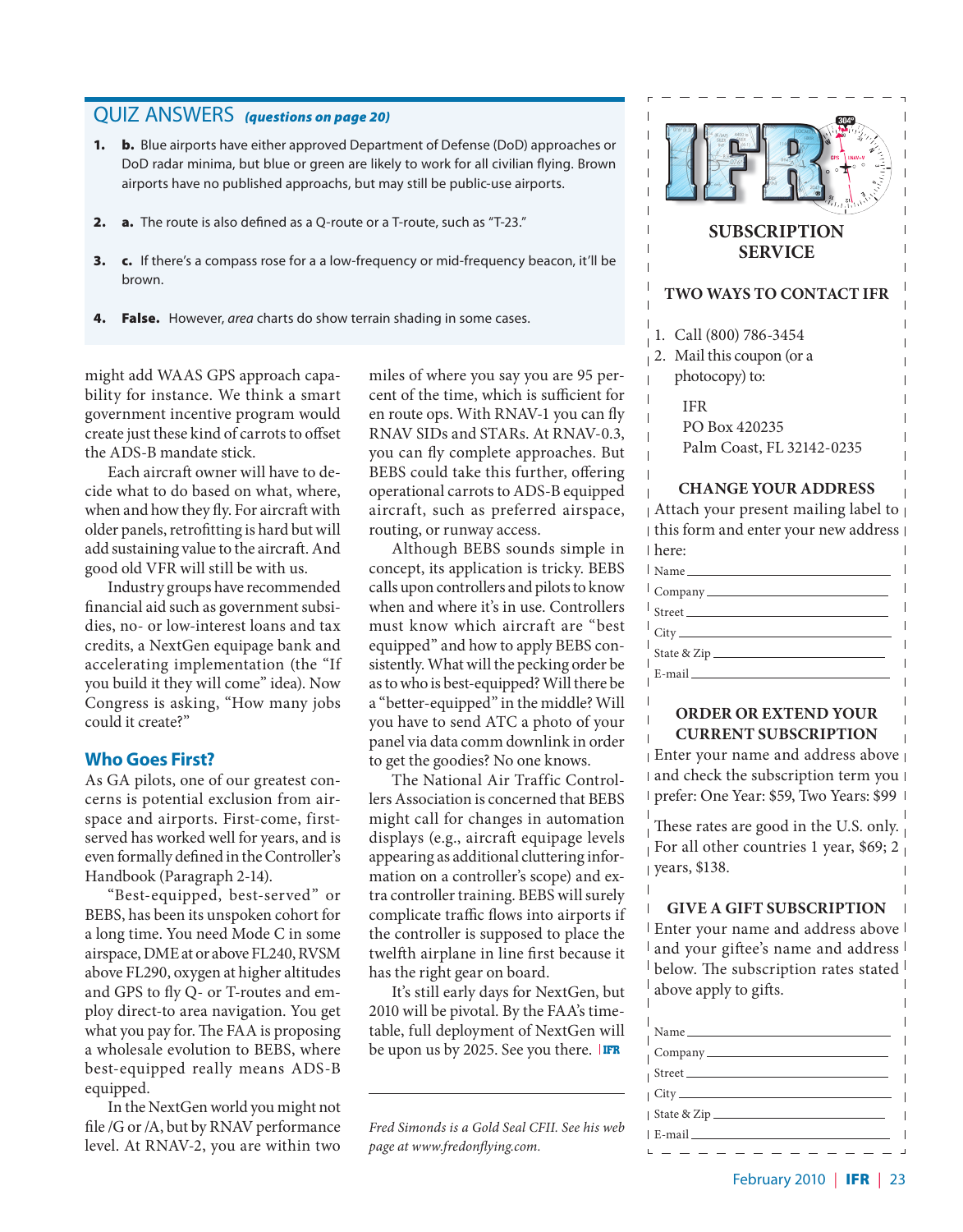## QUIZ ANSWERS *(questions on page 20)*

1. **b.** Blue airports have either approved Department of Defense (DoD) approaches or DoD radar minima, but blue or green are likely to work for all civilian flying. Brown airports have no published approachs, but may still be public-use airports.

2. **a.** The route is also defined as a Q-route or a T-route, such as "T-23."

3. **c.** If there's a compass rose for a a low-frequency or mid-frequency beacon, it'll be brown.

4. **False.** However, *area* charts do show terrain shading in some cases.

might add WAAS GPS approach capability for instance. We think a smart government incentive program would create just these kind of carrots to offset the ADS-B mandate stick.

Each aircraft owner will have to decide what to do based on what, where, when and how they fly. For aircraft with older panels, retrofitting is hard but will add sustaining value to the aircraft. And good old VFR will still be with us.

Industry groups have recommended financial aid such as government subsidies, no- or low-interest loans and tax credits, a NextGen equipage bank and accelerating implementation (the "If you build it they will come" idea). Now Congress is asking, "How many jobs could it create?"

### Who Goes First?

As GA pilots, one of our greatest concerns is potential exclusion from airspace and airports. First-come, first-served has worked well for years, and is even formally defined in the Controller's Handbook (Paragraph 2-14).

"Best-equipped, best-served" or BEBS, has been its unspoken cohort for a long time. You need Mode C in some airspace, DME at or above FL240, RVSM above FL290, oxygen at higher altitudes and GPS to fly Q- or T-routes and employ direct-to area navigation. You get what you pay for. The FAA is proposing a wholesale evolution to BEBS, where best-equipped really means ADS-B equipped.

In the NextGen world you might not file /G or /A, but by RNAV performance level. At RNAV-2, you are within two miles of where you say you are 95 percent of the time, which is sufficient for en route ops. With RNAV-1 you can fly RNAV SIDs and STARs. At RNAV-0.3, you can fly complete approaches. But BEBS could take this further, offering operational carrots to ADS-B equipped aircraft, such as preferred airspace, routing, or runway access.

Although BEBS sounds simple in concept, its application is tricky. BEBS calls upon controllers and pilots to know when and where it's in use. Controllers must know which aircraft are "best equipped" and how to apply BEBS consistently. What will the pecking order be as to who is best-equipped? Will there be a "better-equipped" in the middle? Will you have to send ATC a photo of your panel via data comm downlink in order to get the goodies? No one knows.

The National Air Traffic Controllers Association is concerned that BEBS might call for changes in automation displays (e.g., aircraft equipage levels appearing as additional cluttering information on a controller's scope) and extra controller training. BEBS will surely complicate traffic flows into airports if the controller is supposed to place the twelfth airplane in line first because it has the right gear on board.

It's still early days for NextGen, but 2010 will be pivotal. By the FAA's timetable, full deployment of NextGen will be upon us by 2025. See you there. IFR

*Fred Simonds is a Gold Seal CFII. See his web page at www.fredonflying.com.*

---

**IFR**

## SUBSCRIPTION SERVICE

### TWO WAYS TO CONTACT IFR

1. Call (800) 786-3454
2. Mail this coupon (or a photocopy) to:

   IFR
   PO Box 420235
   Palm Coast, FL 32142-0235

### CHANGE YOUR ADDRESS

Attach your present mailing label to this form and enter your new address here:

Name \_\_\_\_\_\_\_\_\_\_\_\_\_\_\_\_\_\_\_\_\_\_\_\_

Company \_\_\_\_\_\_\_\_\_\_\_\_\_\_\_\_\_\_\_\_\_\_\_\_

Street \_\_\_\_\_\_\_\_\_\_\_\_\_\_\_\_\_\_\_\_\_\_\_\_

City \_\_\_\_\_\_\_\_\_\_\_\_\_\_\_\_\_\_\_\_\_\_\_\_

State & Zip \_\_\_\_\_\_\_\_\_\_\_\_\_\_\_\_\_\_\_\_\_\_\_\_

E-mail \_\_\_\_\_\_\_\_\_\_\_\_\_\_\_\_\_\_\_\_\_\_\_\_

### ORDER OR EXTEND YOUR CURRENT SUBSCRIPTION

Enter your name and address above and check the subscription term you prefer: One Year: $59, Two Years: $99

These rates are good in the U.S. only. For all other countries 1 year, $69; 2 years, $138.

### GIVE A GIFT SUBSCRIPTION

Enter your name and address above and your giftee's name and address below. The subscription rates stated above apply to gifts.

Name \_\_\_\_\_\_\_\_\_\_\_\_\_\_\_\_\_\_\_\_\_\_\_\_

Company \_\_\_\_\_\_\_\_\_\_\_\_\_\_\_\_\_\_\_\_\_\_\_\_

Street \_\_\_\_\_\_\_\_\_\_\_\_\_\_\_\_\_\_\_\_\_\_\_\_

City \_\_\_\_\_\_\_\_\_\_\_\_\_\_\_\_\_\_\_\_\_\_\_\_

State & Zip \_\_\_\_\_\_\_\_\_\_\_\_\_\_\_\_\_\_\_\_\_\_\_\_

E-mail \_\_\_\_\_\_\_\_\_\_\_\_\_\_\_\_\_\_\_\_\_\_\_\_